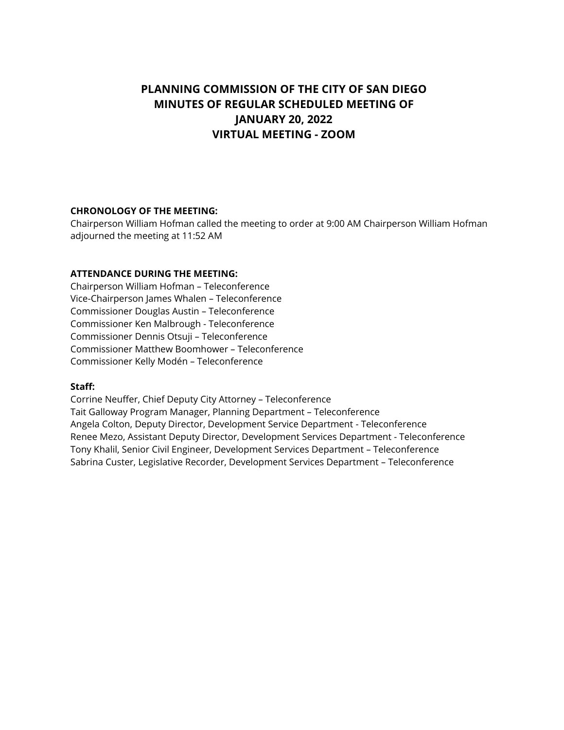# PLANNING COMMISSION OF THE CITY OF SAN DIEGO
# MINUTES OF REGULAR SCHEDULED MEETING OF
# JANUARY 20, 2022
# VIRTUAL MEETING - ZOOM

**CHRONOLOGY OF THE MEETING:**
Chairperson William Hofman called the meeting to order at 9:00 AM Chairperson William Hofman adjourned the meeting at 11:52 AM

**ATTENDANCE DURING THE MEETING:**
Chairperson William Hofman – Teleconference
Vice-Chairperson James Whalen – Teleconference
Commissioner Douglas Austin – Teleconference
Commissioner Ken Malbrough - Teleconference
Commissioner Dennis Otsuji – Teleconference
Commissioner Matthew Boomhower – Teleconference
Commissioner Kelly Modén – Teleconference

**Staff:**
Corrine Neuffer, Chief Deputy City Attorney – Teleconference
Tait Galloway Program Manager, Planning Department – Teleconference
Angela Colton, Deputy Director, Development Service Department - Teleconference
Renee Mezo, Assistant Deputy Director, Development Services Department - Teleconference
Tony Khalil, Senior Civil Engineer, Development Services Department – Teleconference
Sabrina Custer, Legislative Recorder, Development Services Department – Teleconference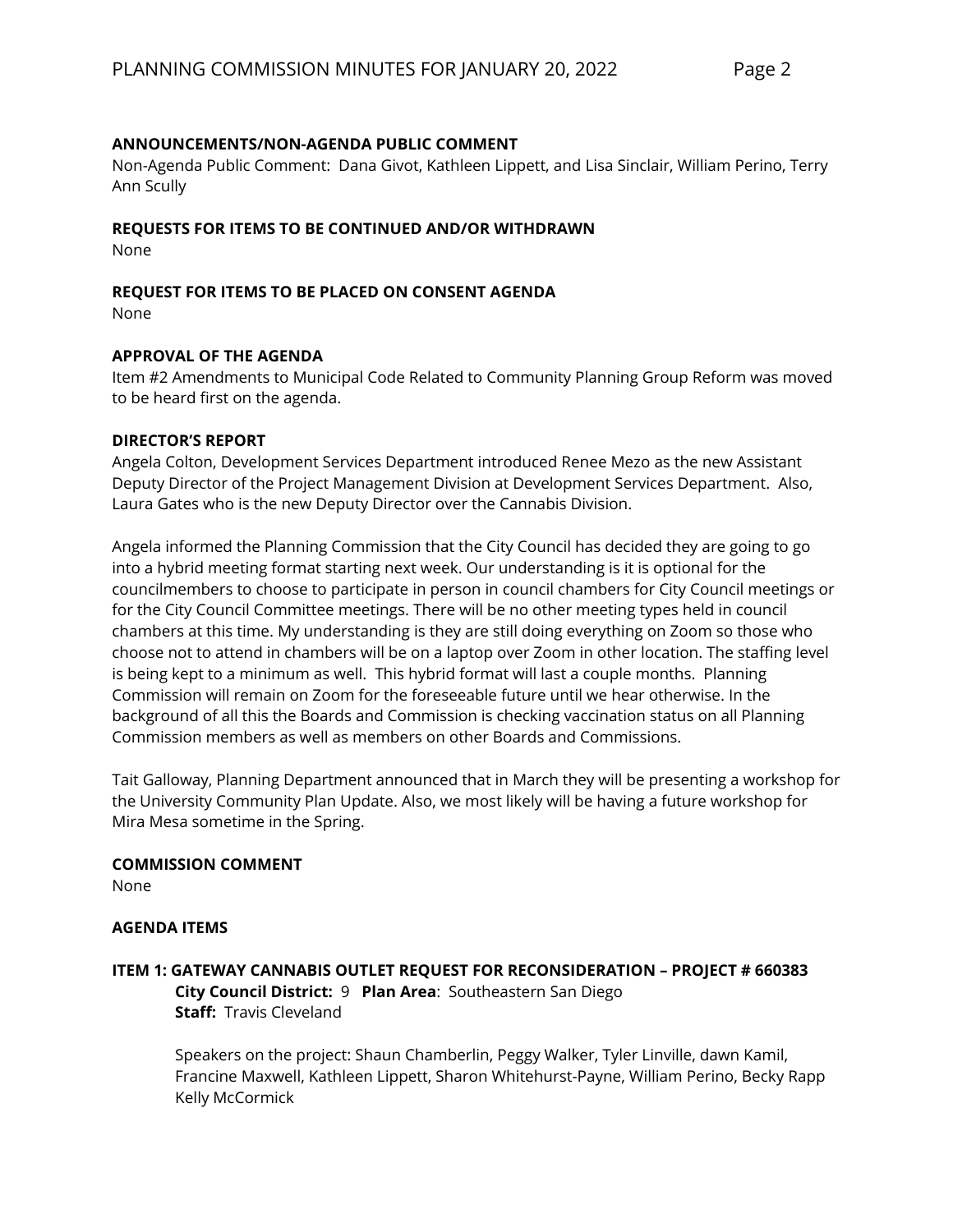**ANNOUNCEMENTS/NON-AGENDA PUBLIC COMMENT**

Non-Agenda Public Comment: Dana Givot, Kathleen Lippett, and Lisa Sinclair, William Perino, Terry Ann Scully

**REQUESTS FOR ITEMS TO BE CONTINUED AND/OR WITHDRAWN**

None

**REQUEST FOR ITEMS TO BE PLACED ON CONSENT AGENDA**

None

**APPROVAL OF THE AGENDA**

Item #2 Amendments to Municipal Code Related to Community Planning Group Reform was moved to be heard first on the agenda.

**DIRECTOR'S REPORT**

Angela Colton, Development Services Department introduced Renee Mezo as the new Assistant Deputy Director of the Project Management Division at Development Services Department. Also, Laura Gates who is the new Deputy Director over the Cannabis Division.

Angela informed the Planning Commission that the City Council has decided they are going to go into a hybrid meeting format starting next week. Our understanding is it is optional for the councilmembers to choose to participate in person in council chambers for City Council meetings or for the City Council Committee meetings. There will be no other meeting types held in council chambers at this time. My understanding is they are still doing everything on Zoom so those who choose not to attend in chambers will be on a laptop over Zoom in other location. The staffing level is being kept to a minimum as well. This hybrid format will last a couple months. Planning Commission will remain on Zoom for the foreseeable future until we hear otherwise. In the background of all this the Boards and Commission is checking vaccination status on all Planning Commission members as well as members on other Boards and Commissions.

Tait Galloway, Planning Department announced that in March they will be presenting a workshop for the University Community Plan Update. Also, we most likely will be having a future workshop for Mira Mesa sometime in the Spring.

**COMMISSION COMMENT**

None

**AGENDA ITEMS**

**ITEM 1: GATEWAY CANNABIS OUTLET REQUEST FOR RECONSIDERATION – PROJECT # 660383**

**City Council District:** 9 **Plan Area**: Southeastern San Diego
**Staff:** Travis Cleveland

Speakers on the project: Shaun Chamberlin, Peggy Walker, Tyler Linville, dawn Kamil, Francine Maxwell, Kathleen Lippett, Sharon Whitehurst-Payne, William Perino, Becky Rapp Kelly McCormick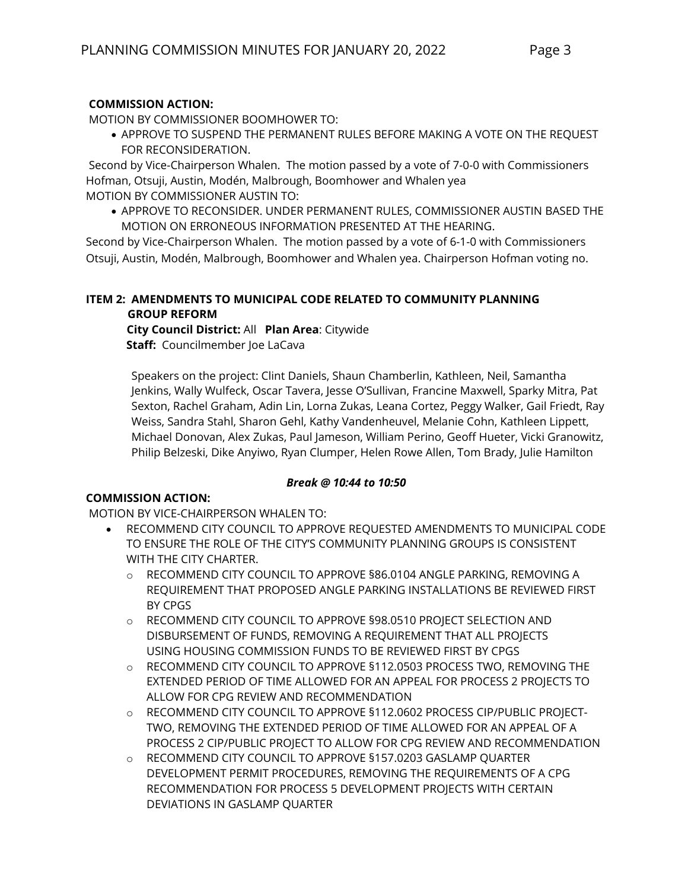**COMMISSION ACTION:**

MOTION BY COMMISSIONER BOOMHOWER TO:

- APPROVE TO SUSPEND THE PERMANENT RULES BEFORE MAKING A VOTE ON THE REQUEST FOR RECONSIDERATION.

Second by Vice-Chairperson Whalen. The motion passed by a vote of 7-0-0 with Commissioners Hofman, Otsuji, Austin, Modén, Malbrough, Boomhower and Whalen yea

MOTION BY COMMISSIONER AUSTIN TO:

- APPROVE TO RECONSIDER. UNDER PERMANENT RULES, COMMISSIONER AUSTIN BASED THE MOTION ON ERRONEOUS INFORMATION PRESENTED AT THE HEARING.

Second by Vice-Chairperson Whalen. The motion passed by a vote of 6-1-0 with Commissioners Otsuji, Austin, Modén, Malbrough, Boomhower and Whalen yea. Chairperson Hofman voting no.

**ITEM 2: AMENDMENTS TO MUNICIPAL CODE RELATED TO COMMUNITY PLANNING GROUP REFORM**

**City Council District:** All **Plan Area**: Citywide

**Staff:** Councilmember Joe LaCava

Speakers on the project: Clint Daniels, Shaun Chamberlin, Kathleen, Neil, Samantha Jenkins, Wally Wulfeck, Oscar Tavera, Jesse O'Sullivan, Francine Maxwell, Sparky Mitra, Pat Sexton, Rachel Graham, Adin Lin, Lorna Zukas, Leana Cortez, Peggy Walker, Gail Friedt, Ray Weiss, Sandra Stahl, Sharon Gehl, Kathy Vandenheuvel, Melanie Cohn, Kathleen Lippett, Michael Donovan, Alex Zukas, Paul Jameson, William Perino, Geoff Hueter, Vicki Granowitz, Philip Belzeski, Dike Anyiwo, Ryan Clumper, Helen Rowe Allen, Tom Brady, Julie Hamilton

***Break @ 10:44 to 10:50***

**COMMISSION ACTION:**

MOTION BY VICE-CHAIRPERSON WHALEN TO:

- RECOMMEND CITY COUNCIL TO APPROVE REQUESTED AMENDMENTS TO MUNICIPAL CODE TO ENSURE THE ROLE OF THE CITY'S COMMUNITY PLANNING GROUPS IS CONSISTENT WITH THE CITY CHARTER.
  - RECOMMEND CITY COUNCIL TO APPROVE §86.0104 ANGLE PARKING, REMOVING A REQUIREMENT THAT PROPOSED ANGLE PARKING INSTALLATIONS BE REVIEWED FIRST BY CPGS
  - RECOMMEND CITY COUNCIL TO APPROVE §98.0510 PROJECT SELECTION AND DISBURSEMENT OF FUNDS, REMOVING A REQUIREMENT THAT ALL PROJECTS USING HOUSING COMMISSION FUNDS TO BE REVIEWED FIRST BY CPGS
  - RECOMMEND CITY COUNCIL TO APPROVE §112.0503 PROCESS TWO, REMOVING THE EXTENDED PERIOD OF TIME ALLOWED FOR AN APPEAL FOR PROCESS 2 PROJECTS TO ALLOW FOR CPG REVIEW AND RECOMMENDATION
  - RECOMMEND CITY COUNCIL TO APPROVE §112.0602 PROCESS CIP/PUBLIC PROJECT-TWO, REMOVING THE EXTENDED PERIOD OF TIME ALLOWED FOR AN APPEAL OF A PROCESS 2 CIP/PUBLIC PROJECT TO ALLOW FOR CPG REVIEW AND RECOMMENDATION
  - RECOMMEND CITY COUNCIL TO APPROVE §157.0203 GASLAMP QUARTER DEVELOPMENT PERMIT PROCEDURES, REMOVING THE REQUIREMENTS OF A CPG RECOMMENDATION FOR PROCESS 5 DEVELOPMENT PROJECTS WITH CERTAIN DEVIATIONS IN GASLAMP QUARTER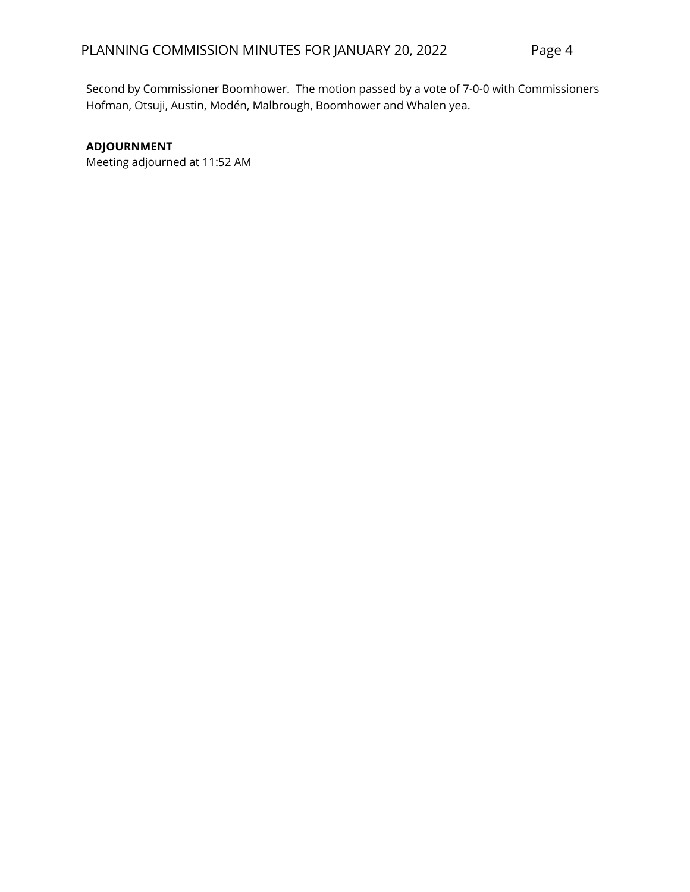Second by Commissioner Boomhower. The motion passed by a vote of 7-0-0 with Commissioners Hofman, Otsuji, Austin, Modén, Malbrough, Boomhower and Whalen yea.

**ADJOURNMENT**

Meeting adjourned at 11:52 AM